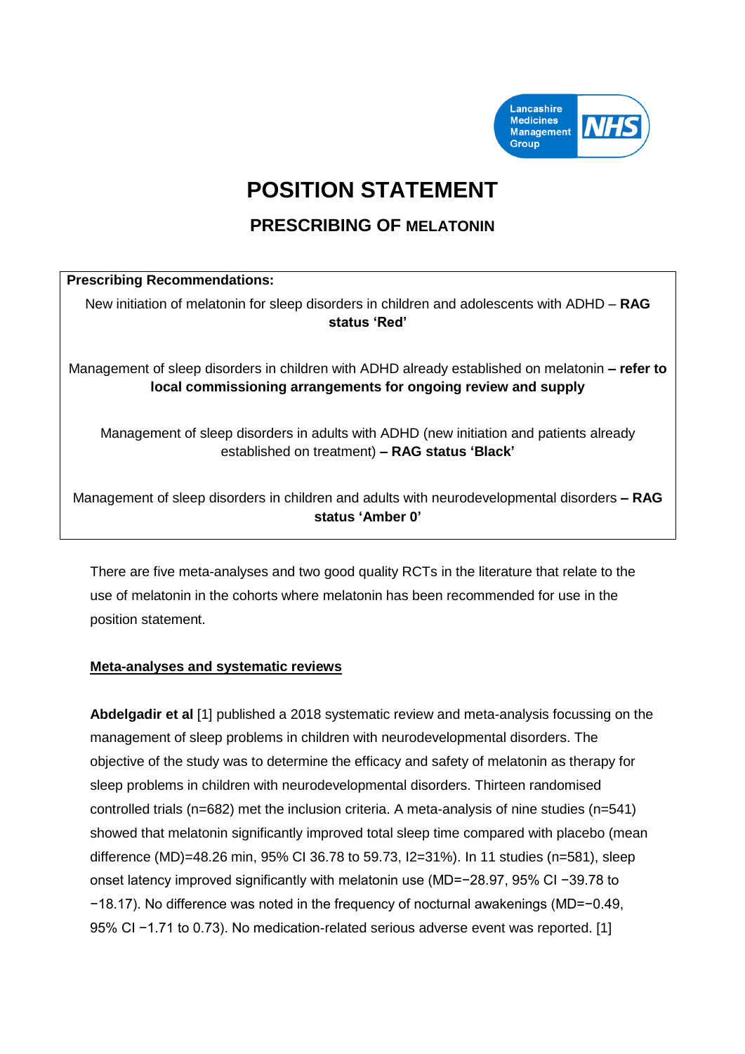# POSITION STATEMENT

## PRESCRIBING OF MELATONIN

| **Prescribing Recommendations:** |
|---|
| New initiation of melatonin for sleep disorders in children and adolescents with ADHD – **RAG status 'Red'** |
| Management of sleep disorders in children with ADHD already established on melatonin **– refer to local commissioning arrangements for ongoing review and supply** |
| Management of sleep disorders in adults with ADHD (new initiation and patients already established on treatment) **– RAG status 'Black'** |
| Management of sleep disorders in children and adults with neurodevelopmental disorders **– RAG status 'Amber 0'** |

There are five meta-analyses and two good quality RCTs in the literature that relate to the use of melatonin in the cohorts where melatonin has been recommended for use in the position statement.

### Meta-analyses and systematic reviews

**Abdelgadir et al** [1] published a 2018 systematic review and meta-analysis focussing on the management of sleep problems in children with neurodevelopmental disorders. The objective of the study was to determine the efficacy and safety of melatonin as therapy for sleep problems in children with neurodevelopmental disorders. Thirteen randomised controlled trials (n=682) met the inclusion criteria. A meta-analysis of nine studies (n=541) showed that melatonin significantly improved total sleep time compared with placebo (mean difference (MD)=48.26 min, 95% CI 36.78 to 59.73, $I^2$=31%). In 11 studies (n=581), sleep onset latency improved significantly with melatonin use (MD=−28.97, 95% CI −39.78 to −18.17). No difference was noted in the frequency of nocturnal awakenings (MD=−0.49, 95% CI −1.71 to 0.73). No medication-related serious adverse event was reported. [1]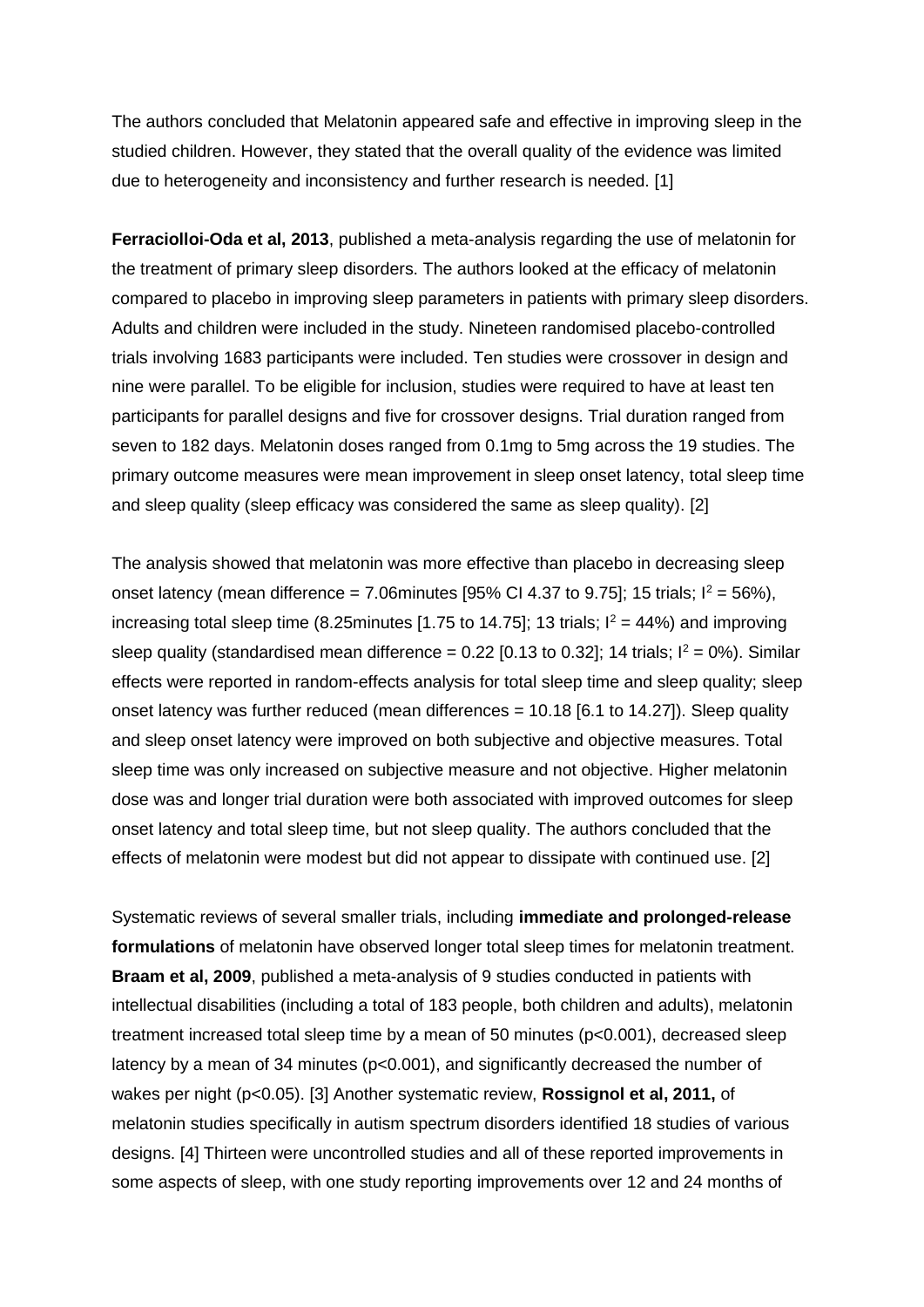The authors concluded that Melatonin appeared safe and effective in improving sleep in the studied children. However, they stated that the overall quality of the evidence was limited due to heterogeneity and inconsistency and further research is needed. [1]

**Ferraciolloi-Oda et al, 2013**, published a meta-analysis regarding the use of melatonin for the treatment of primary sleep disorders. The authors looked at the efficacy of melatonin compared to placebo in improving sleep parameters in patients with primary sleep disorders. Adults and children were included in the study. Nineteen randomised placebo-controlled trials involving 1683 participants were included. Ten studies were crossover in design and nine were parallel. To be eligible for inclusion, studies were required to have at least ten participants for parallel designs and five for crossover designs. Trial duration ranged from seven to 182 days. Melatonin doses ranged from 0.1mg to 5mg across the 19 studies. The primary outcome measures were mean improvement in sleep onset latency, total sleep time and sleep quality (sleep efficacy was considered the same as sleep quality). [2]

The analysis showed that melatonin was more effective than placebo in decreasing sleep onset latency (mean difference = 7.06minutes [95% CI 4.37 to 9.75]; 15 trials; $I^2$ = 56%), increasing total sleep time (8.25minutes [1.75 to 14.75]; 13 trials; $I^2$ = 44%) and improving sleep quality (standardised mean difference = 0.22 [0.13 to 0.32]; 14 trials; $I^2$ = 0%). Similar effects were reported in random-effects analysis for total sleep time and sleep quality; sleep onset latency was further reduced (mean differences = 10.18 [6.1 to 14.27]). Sleep quality and sleep onset latency were improved on both subjective and objective measures. Total sleep time was only increased on subjective measure and not objective. Higher melatonin dose was and longer trial duration were both associated with improved outcomes for sleep onset latency and total sleep time, but not sleep quality. The authors concluded that the effects of melatonin were modest but did not appear to dissipate with continued use. [2]

Systematic reviews of several smaller trials, including **immediate and prolonged-release formulations** of melatonin have observed longer total sleep times for melatonin treatment. **Braam et al, 2009**, published a meta-analysis of 9 studies conducted in patients with intellectual disabilities (including a total of 183 people, both children and adults), melatonin treatment increased total sleep time by a mean of 50 minutes ($p<0.001$), decreased sleep latency by a mean of 34 minutes ($p<0.001$), and significantly decreased the number of wakes per night ($p<0.05$). [3] Another systematic review, **Rossignol et al, 2011,** of melatonin studies specifically in autism spectrum disorders identified 18 studies of various designs. [4] Thirteen were uncontrolled studies and all of these reported improvements in some aspects of sleep, with one study reporting improvements over 12 and 24 months of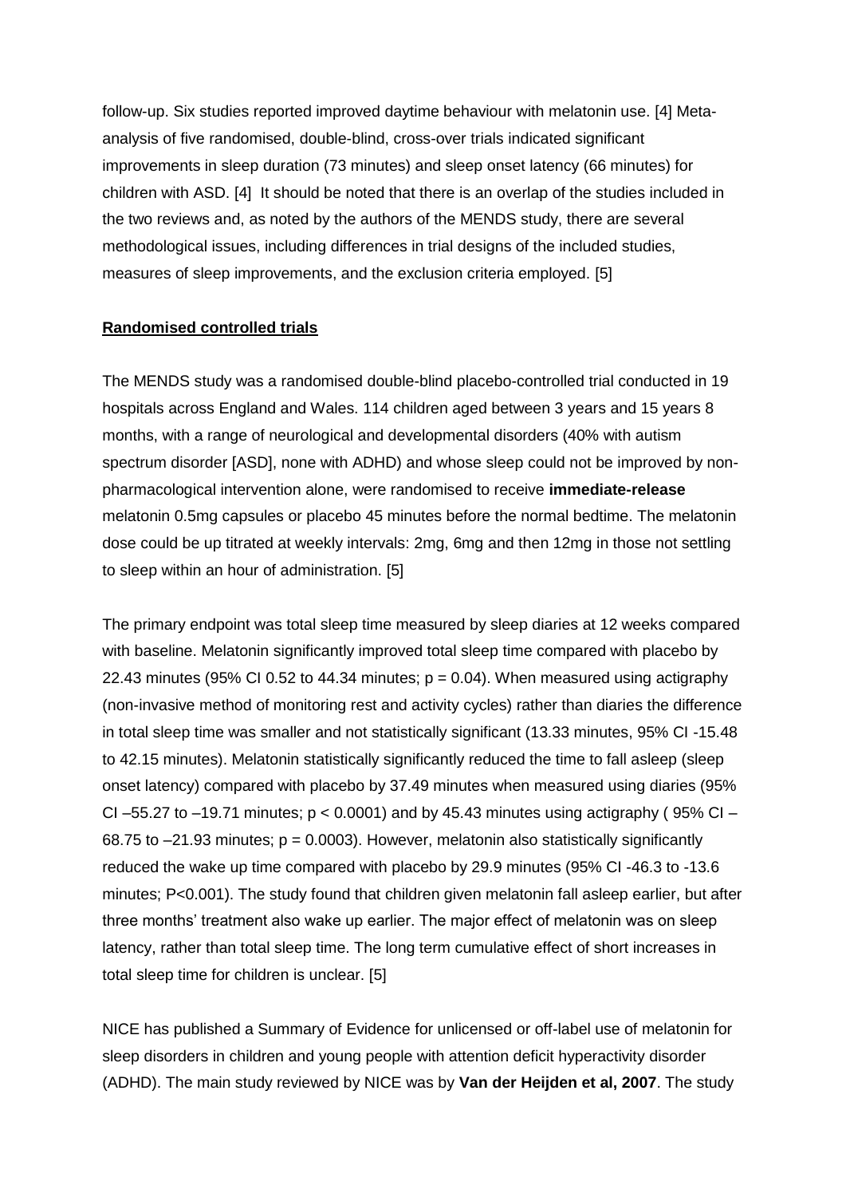follow-up. Six studies reported improved daytime behaviour with melatonin use. [4] Meta-analysis of five randomised, double-blind, cross-over trials indicated significant improvements in sleep duration (73 minutes) and sleep onset latency (66 minutes) for children with ASD. [4] It should be noted that there is an overlap of the studies included in the two reviews and, as noted by the authors of the MENDS study, there are several methodological issues, including differences in trial designs of the included studies, measures of sleep improvements, and the exclusion criteria employed. [5]

**Randomised controlled trials**

The MENDS study was a randomised double-blind placebo-controlled trial conducted in 19 hospitals across England and Wales. 114 children aged between 3 years and 15 years 8 months, with a range of neurological and developmental disorders (40% with autism spectrum disorder [ASD], none with ADHD) and whose sleep could not be improved by non-pharmacological intervention alone, were randomised to receive **immediate-release** melatonin 0.5mg capsules or placebo 45 minutes before the normal bedtime. The melatonin dose could be up titrated at weekly intervals: 2mg, 6mg and then 12mg in those not settling to sleep within an hour of administration. [5]

The primary endpoint was total sleep time measured by sleep diaries at 12 weeks compared with baseline. Melatonin significantly improved total sleep time compared with placebo by 22.43 minutes (95% CI 0.52 to 44.34 minutes; $p = 0.04$). When measured using actigraphy (non-invasive method of monitoring rest and activity cycles) rather than diaries the difference in total sleep time was smaller and not statistically significant (13.33 minutes, 95% CI -15.48 to 42.15 minutes). Melatonin statistically significantly reduced the time to fall asleep (sleep onset latency) compared with placebo by 37.49 minutes when measured using diaries (95% CI –55.27 to –19.71 minutes; $p < 0.0001$) and by 45.43 minutes using actigraphy ( 95% CI –68.75 to –21.93 minutes; $p = 0.0003$). However, melatonin also statistically significantly reduced the wake up time compared with placebo by 29.9 minutes (95% CI -46.3 to -13.6 minutes; $P<0.001$). The study found that children given melatonin fall asleep earlier, but after three months' treatment also wake up earlier. The major effect of melatonin was on sleep latency, rather than total sleep time. The long term cumulative effect of short increases in total sleep time for children is unclear. [5]

NICE has published a Summary of Evidence for unlicensed or off-label use of melatonin for sleep disorders in children and young people with attention deficit hyperactivity disorder (ADHD). The main study reviewed by NICE was by **Van der Heijden et al, 2007**. The study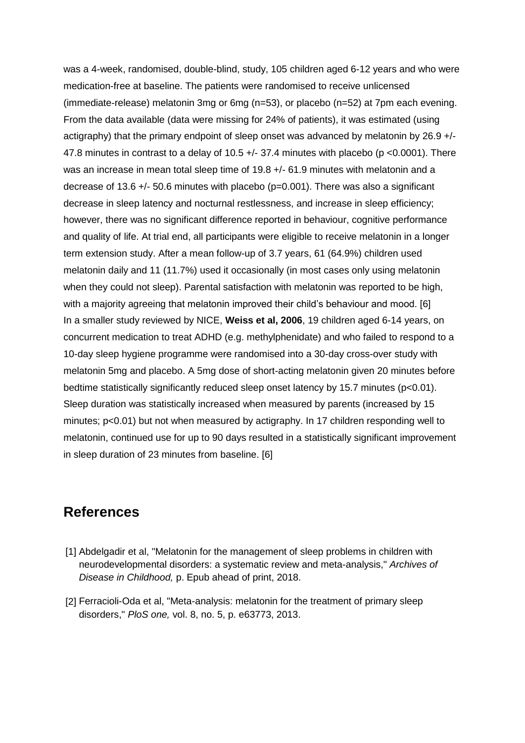was a 4-week, randomised, double-blind, study, 105 children aged 6-12 years and who were medication-free at baseline. The patients were randomised to receive unlicensed (immediate-release) melatonin 3mg or 6mg (n=53), or placebo (n=52) at 7pm each evening. From the data available (data were missing for 24% of patients), it was estimated (using actigraphy) that the primary endpoint of sleep onset was advanced by melatonin by 26.9 +/- 47.8 minutes in contrast to a delay of 10.5 +/- 37.4 minutes with placebo ($p < 0.0001$). There was an increase in mean total sleep time of 19.8 +/- 61.9 minutes with melatonin and a decrease of 13.6 +/- 50.6 minutes with placebo ($p = 0.001$). There was also a significant decrease in sleep latency and nocturnal restlessness, and increase in sleep efficiency; however, there was no significant difference reported in behaviour, cognitive performance and quality of life. At trial end, all participants were eligible to receive melatonin in a longer term extension study. After a mean follow-up of 3.7 years, 61 (64.9%) children used melatonin daily and 11 (11.7%) used it occasionally (in most cases only using melatonin when they could not sleep). Parental satisfaction with melatonin was reported to be high, with a majority agreeing that melatonin improved their child's behaviour and mood. [6]

In a smaller study reviewed by NICE, **Weiss et al, 2006**, 19 children aged 6-14 years, on concurrent medication to treat ADHD (e.g. methylphenidate) and who failed to respond to a 10-day sleep hygiene programme were randomised into a 30-day cross-over study with melatonin 5mg and placebo. A 5mg dose of short-acting melatonin given 20 minutes before bedtime statistically significantly reduced sleep onset latency by 15.7 minutes ($p < 0.01$). Sleep duration was statistically increased when measured by parents (increased by 15 minutes; $p < 0.01$) but not when measured by actigraphy. In 17 children responding well to melatonin, continued use for up to 90 days resulted in a statistically significant improvement in sleep duration of 23 minutes from baseline. [6]

## References

[1] Abdelgadir et al, "Melatonin for the management of sleep problems in children with neurodevelopmental disorders: a systematic review and meta-analysis," *Archives of Disease in Childhood,* p. Epub ahead of print, 2018.

[2] Ferracioli-Oda et al, "Meta-analysis: melatonin for the treatment of primary sleep disorders," *PloS one,* vol. 8, no. 5, p. e63773, 2013.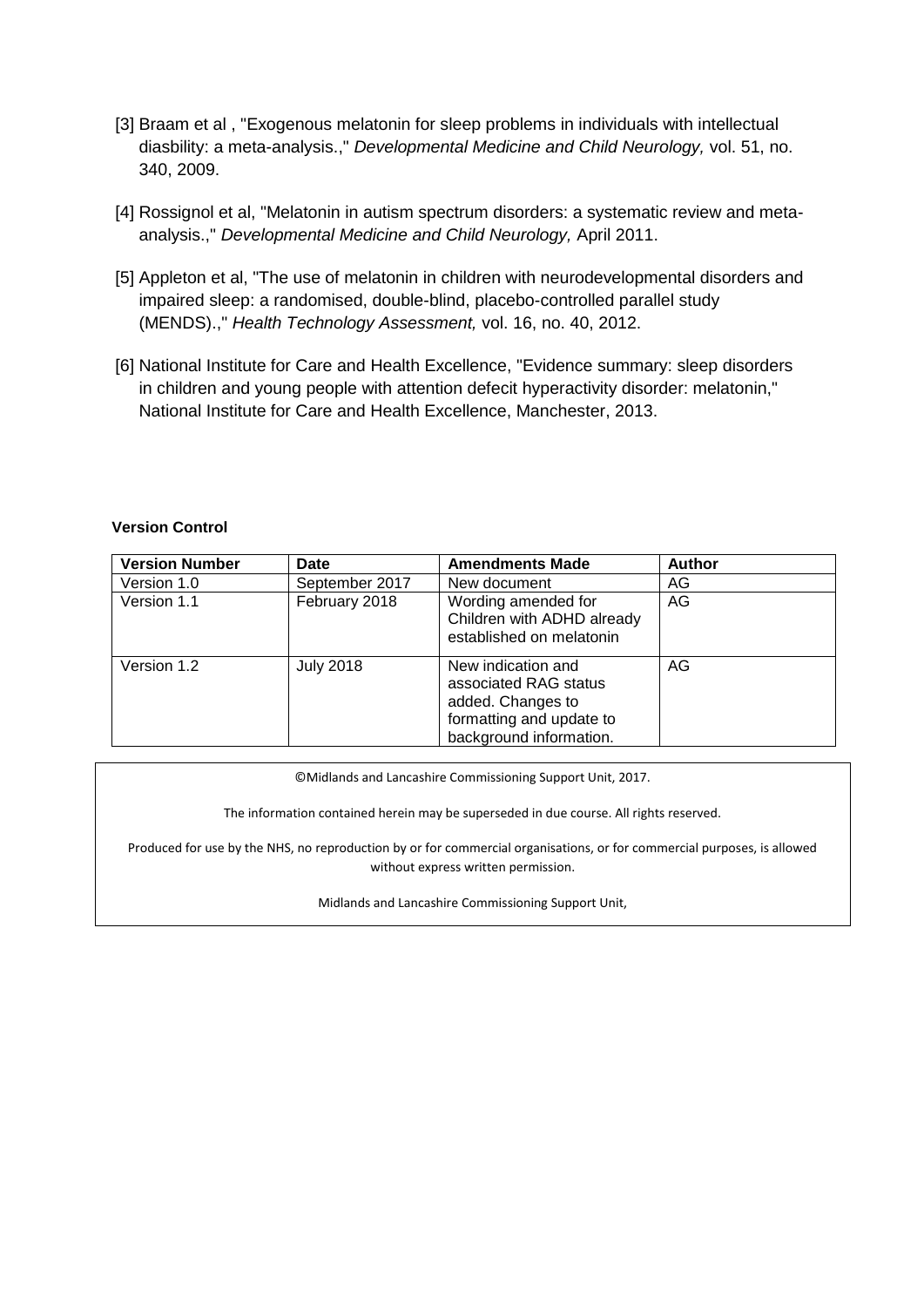[3] Braam et al , "Exogenous melatonin for sleep problems in individuals with intellectual diasbility: a meta-analysis.," *Developmental Medicine and Child Neurology,* vol. 51, no. 340, 2009.

[4] Rossignol et al, "Melatonin in autism spectrum disorders: a systematic review and meta-analysis.," *Developmental Medicine and Child Neurology,* April 2011.

[5] Appleton et al, "The use of melatonin in children with neurodevelopmental disorders and impaired sleep: a randomised, double-blind, placebo-controlled parallel study (MENDS).," *Health Technology Assessment,* vol. 16, no. 40, 2012.

[6] National Institute for Care and Health Excellence, "Evidence summary: sleep disorders in children and young people with attention defecit hyperactivity disorder: melatonin," National Institute for Care and Health Excellence, Manchester, 2013.

**Version Control**

| Version Number | Date | Amendments Made | Author |
|---|---|---|---|
| Version 1.0 | September 2017 | New document | AG |
| Version 1.1 | February 2018 | Wording amended for Children with ADHD already established on melatonin | AG |
| Version 1.2 | July 2018 | New indication and associated RAG status added. Changes to formatting and update to background information. | AG |

©Midlands and Lancashire Commissioning Support Unit, 2017.

The information contained herein may be superseded in due course. All rights reserved.

Produced for use by the NHS, no reproduction by or for commercial organisations, or for commercial purposes, is allowed without express written permission.

Midlands and Lancashire Commissioning Support Unit,